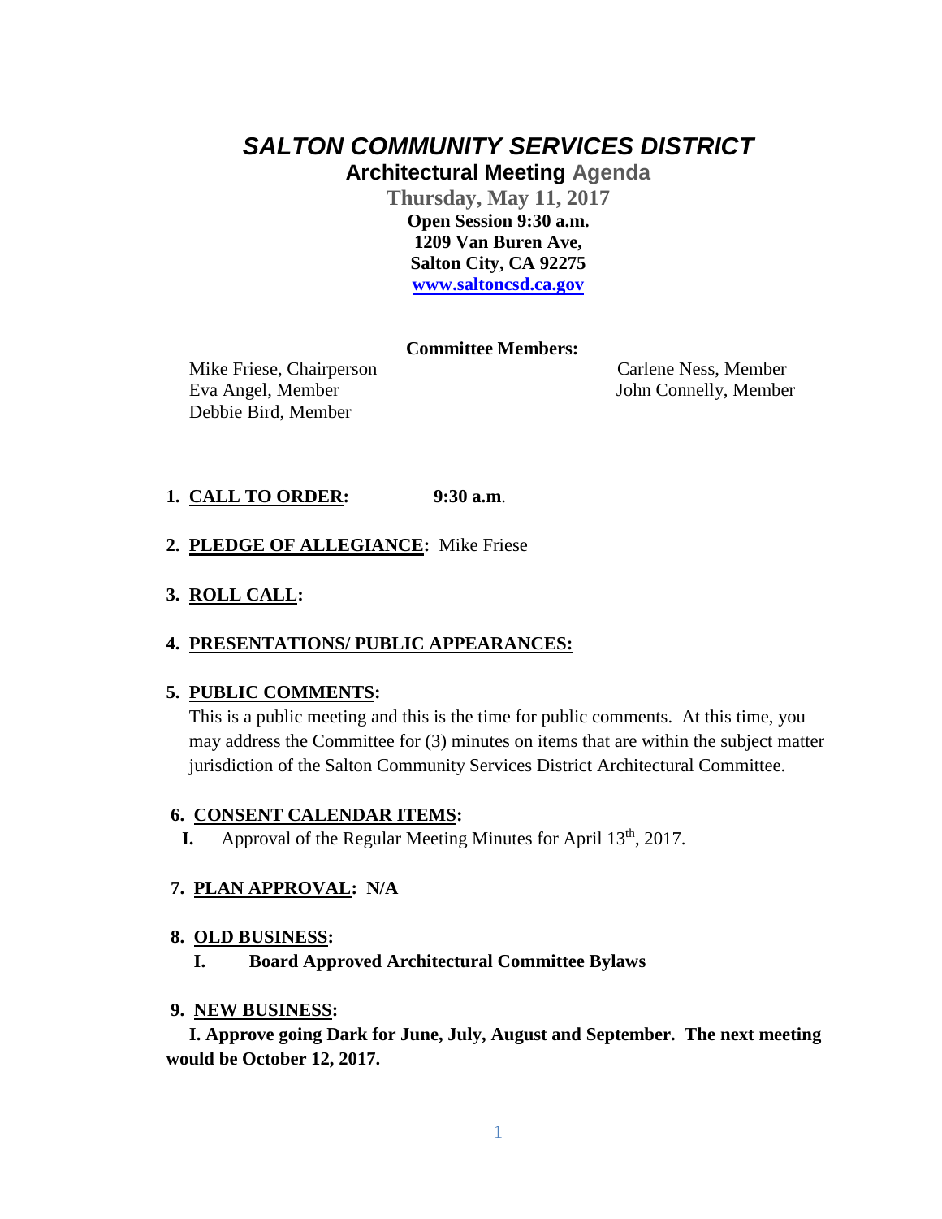# *SALTON COMMUNITY SERVICES DISTRICT*

## Architectural Meeting Agenda

**Thursday, May 11, 2017**
**Open Session 9:30 a.m.**
**1209 Van Buren Ave,**
**Salton City, CA 92275**
**www.saltoncsd.ca.gov**

**Committee Members:**

Mike Friese, Chairperson
Eva Angel, Member
Debbie Bird, Member
Carlene Ness, Member
John Connelly, Member

1. **CALL TO ORDER:** **9:30 a.m**.

2. **PLEDGE OF ALLEGIANCE:** Mike Friese

3. **ROLL CALL:**

4. **PRESENTATIONS/ PUBLIC APPEARANCES:**

5. **PUBLIC COMMENTS:**
   This is a public meeting and this is the time for public comments. At this time, you may address the Committee for (3) minutes on items that are within the subject matter jurisdiction of the Salton Community Services District Architectural Committee.

6. **CONSENT CALENDAR ITEMS:**
   **I.** Approval of the Regular Meeting Minutes for April 13th, 2017.

7. **PLAN APPROVAL: N/A**

8. **OLD BUSINESS:**
   **I. Board Approved Architectural Committee Bylaws**

9. **NEW BUSINESS:**
   **I. Approve going Dark for June, July, August and September. The next meeting would be October 12, 2017.**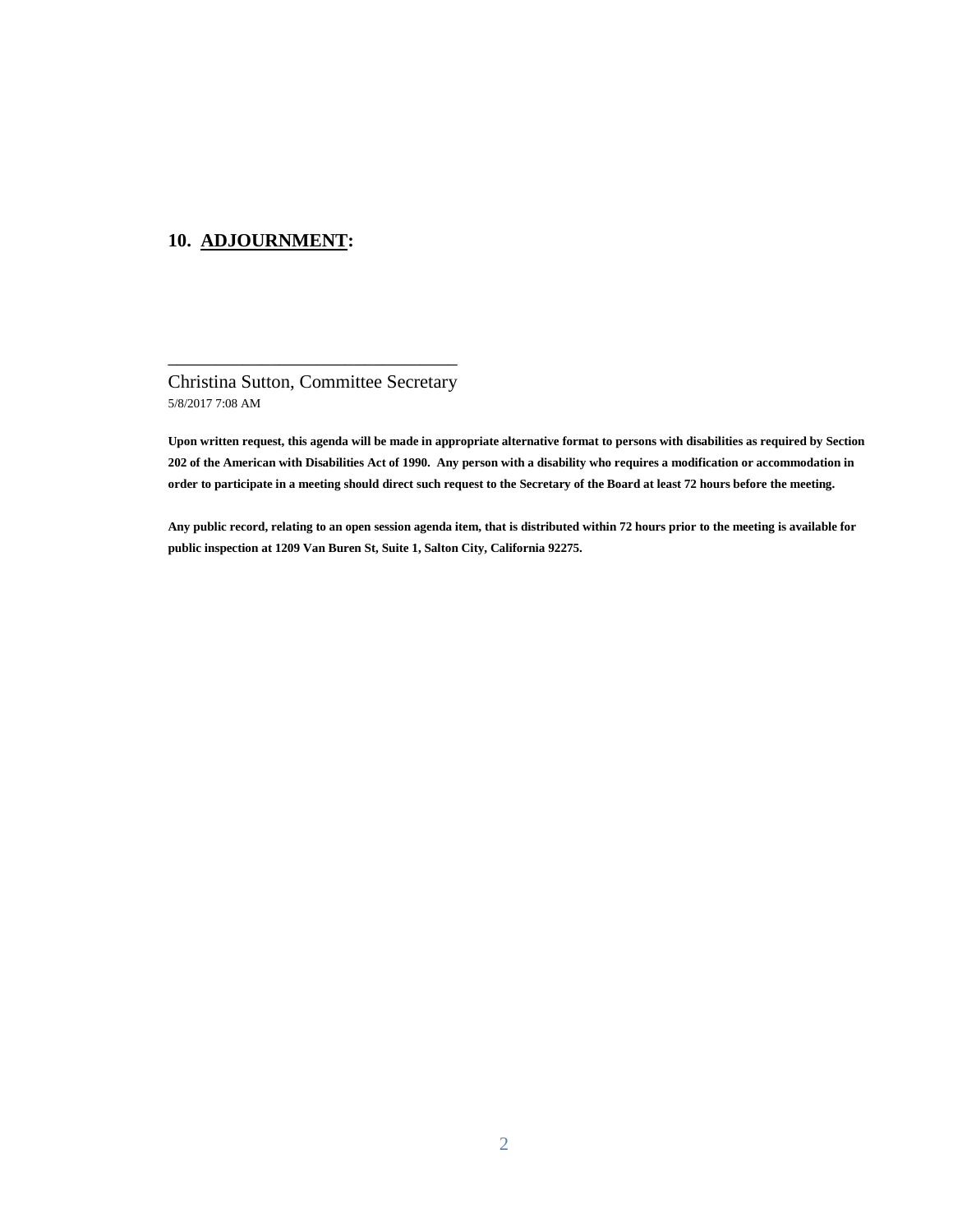**10. <u>ADJOURNMENT</u>:**

\_\_\_\_\_\_\_\_\_\_\_\_\_\_\_\_\_\_\_\_\_\_\_\_\_\_\_\_\_\_\_\_\_\_

Christina Sutton, Committee Secretary
5/8/2017 7:08 AM

**Upon written request, this agenda will be made in appropriate alternative format to persons with disabilities as required by Section 202 of the American with Disabilities Act of 1990. Any person with a disability who requires a modification or accommodation in order to participate in a meeting should direct such request to the Secretary of the Board at least 72 hours before the meeting.**

**Any public record, relating to an open session agenda item, that is distributed within 72 hours prior to the meeting is available for public inspection at 1209 Van Buren St, Suite 1, Salton City, California 92275.**